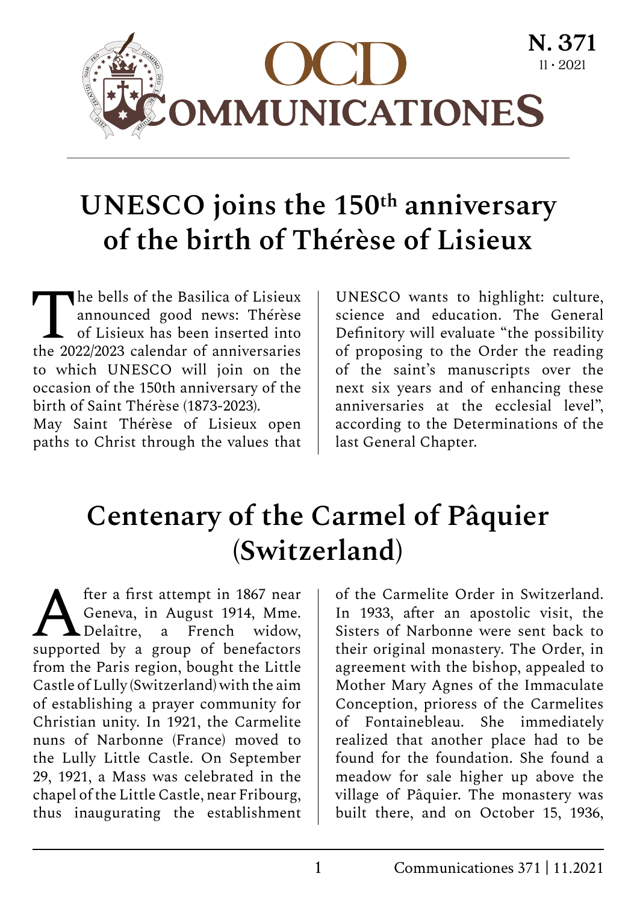# OCD COMMUNICATIONES

N. 371
11 • 2021

## UNESCO joins the 150th anniversary of the birth of Thérèse of Lisieux

The bells of the Basilica of Lisieux announced good news: Thérèse of Lisieux has been inserted into the 2022/2023 calendar of anniversaries to which UNESCO will join on the occasion of the 150th anniversary of the birth of Saint Thérèse (1873-2023).

May Saint Thérèse of Lisieux open paths to Christ through the values that UNESCO wants to highlight: culture, science and education. The General Definitory will evaluate "the possibility of proposing to the Order the reading of the saint's manuscripts over the next six years and of enhancing these anniversaries at the ecclesial level", according to the Determinations of the last General Chapter.

## Centenary of the Carmel of Pâquier (Switzerland)

After a first attempt in 1867 near Geneva, in August 1914, Mme. Delaître, a French widow, supported by a group of benefactors from the Paris region, bought the Little Castle of Lully (Switzerland) with the aim of establishing a prayer community for Christian unity. In 1921, the Carmelite nuns of Narbonne (France) moved to the Lully Little Castle. On September 29, 1921, a Mass was celebrated in the chapel of the Little Castle, near Fribourg, thus inaugurating the establishment of the Carmelite Order in Switzerland. In 1933, after an apostolic visit, the Sisters of Narbonne were sent back to their original monastery. The Order, in agreement with the bishop, appealed to Mother Mary Agnes of the Immaculate Conception, prioress of the Carmelites of Fontainebleau. She immediately realized that another place had to be found for the foundation. She found a meadow for sale higher up above the village of Pâquier. The monastery was built there, and on October 15, 1936,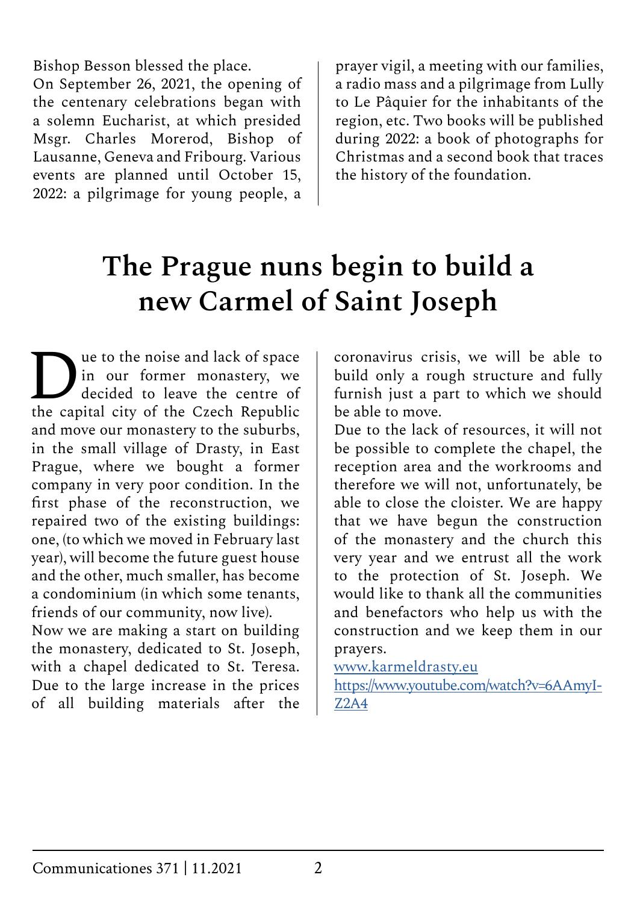Bishop Besson blessed the place.

On September 26, 2021, the opening of the centenary celebrations began with a solemn Eucharist, at which presided Msgr. Charles Morerod, Bishop of Lausanne, Geneva and Fribourg. Various events are planned until October 15, 2022: a pilgrimage for young people, a prayer vigil, a meeting with our families, a radio mass and a pilgrimage from Lully to Le Pâquier for the inhabitants of the region, etc. Two books will be published during 2022: a book of photographs for Christmas and a second book that traces the history of the foundation.

# The Prague nuns begin to build a new Carmel of Saint Joseph

Due to the noise and lack of space in our former monastery, we decided to leave the centre of the capital city of the Czech Republic and move our monastery to the suburbs, in the small village of Drasty, in East Prague, where we bought a former company in very poor condition. In the first phase of the reconstruction, we repaired two of the existing buildings: one, (to which we moved in February last year), will become the future guest house and the other, much smaller, has become a condominium (in which some tenants, friends of our community, now live).

Now we are making a start on building the monastery, dedicated to St. Joseph, with a chapel dedicated to St. Teresa. Due to the large increase in the prices of all building materials after the coronavirus crisis, we will be able to build only a rough structure and fully furnish just a part to which we should be able to move.

Due to the lack of resources, it will not be possible to complete the chapel, the reception area and the workrooms and therefore we will not, unfortunately, be able to close the cloister. We are happy that we have begun the construction of the monastery and the church this very year and we entrust all the work to the protection of St. Joseph. We would like to thank all the communities and benefactors who help us with the construction and we keep them in our prayers.

www.karmeldrasty.eu

https://www.youtube.com/watch?v=6AAmyI-Z2A4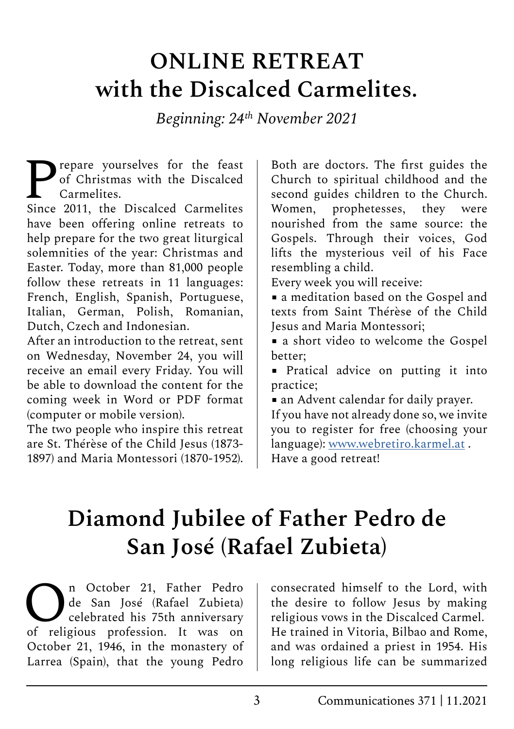# ONLINE RETREAT with the Discalced Carmelites.

*Beginning: 24th November 2021*

Prepare yourselves for the feast of Christmas with the Discalced Carmelites.

Since 2011, the Discalced Carmelites have been offering online retreats to help prepare for the two great liturgical solemnities of the year: Christmas and Easter. Today, more than 81,000 people follow these retreats in 11 languages: French, English, Spanish, Portuguese, Italian, German, Polish, Romanian, Dutch, Czech and Indonesian.

After an introduction to the retreat, sent on Wednesday, November 24, you will receive an email every Friday. You will be able to download the content for the coming week in Word or PDF format (computer or mobile version).

The two people who inspire this retreat are St. Thérèse of the Child Jesus (1873-1897) and Maria Montessori (1870-1952). Both are doctors. The first guides the Church to spiritual childhood and the second guides children to the Church. Women, prophetesses, they were nourished from the same source: the Gospels. Through their voices, God lifts the mysterious veil of his Face resembling a child.

Every week you will receive:

- a meditation based on the Gospel and texts from Saint Thérèse of the Child Jesus and Maria Montessori;
- a short video to welcome the Gospel better;
- Pratical advice on putting it into practice;
- an Advent calendar for daily prayer.

If you have not already done so, we invite you to register for free (choosing your language): www.webretiro.karmel.at .

Have a good retreat!

# Diamond Jubilee of Father Pedro de San José (Rafael Zubieta)

On October 21, Father Pedro de San José (Rafael Zubieta) celebrated his 75th anniversary of religious profession. It was on October 21, 1946, in the monastery of Larrea (Spain), that the young Pedro consecrated himself to the Lord, with the desire to follow Jesus by making religious vows in the Discalced Carmel. He trained in Vitoria, Bilbao and Rome, and was ordained a priest in 1954. His long religious life can be summarized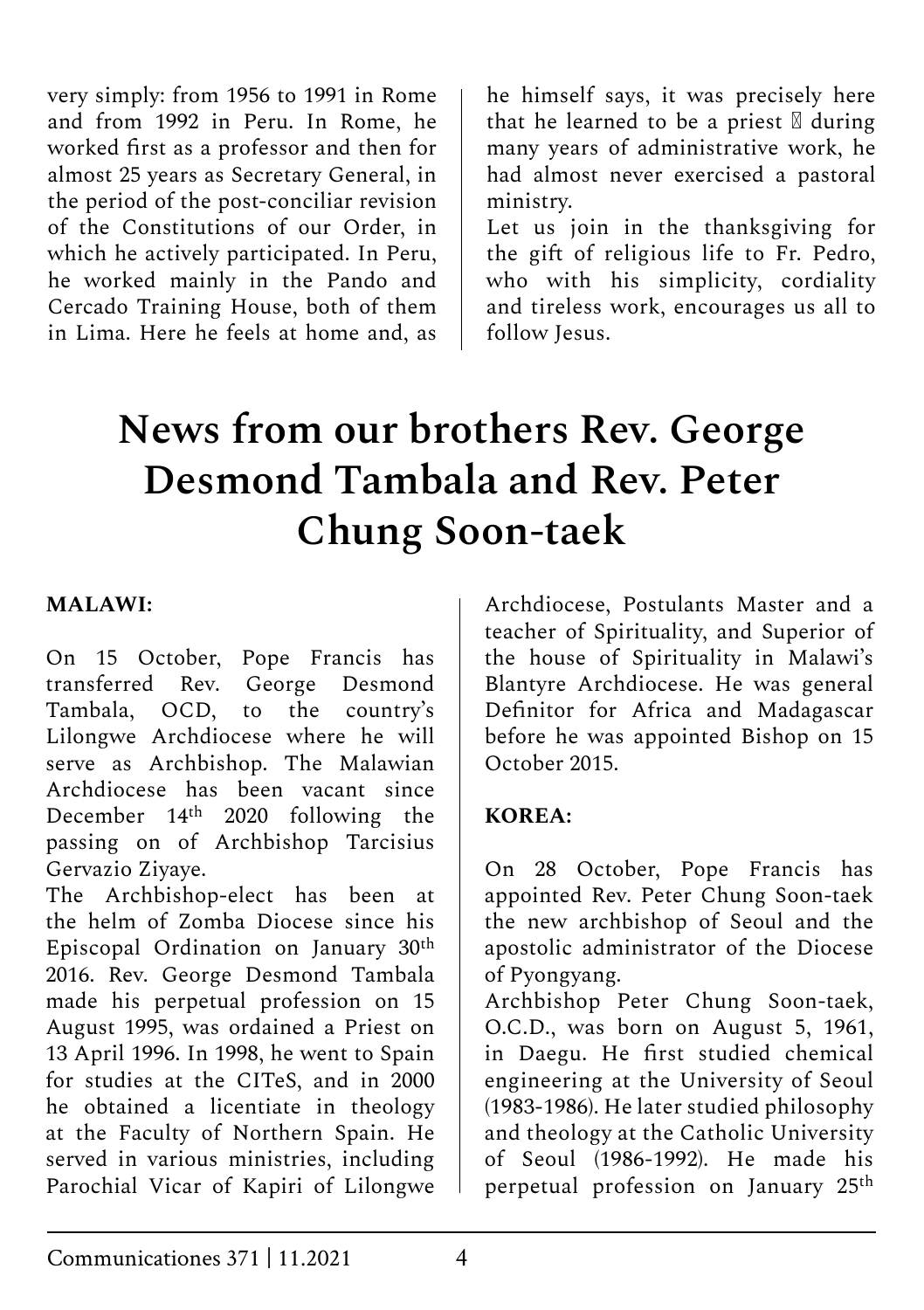very simply: from 1956 to 1991 in Rome and from 1992 in Peru. In Rome, he worked first as a professor and then for almost 25 years as Secretary General, in the period of the post-conciliar revision of the Constitutions of our Order, in which he actively participated. In Peru, he worked mainly in the Pando and Cercado Training House, both of them in Lima. Here he feels at home and, as he himself says, it was precisely here that he learned to be a priest  during many years of administrative work, he had almost never exercised a pastoral ministry.

Let us join in the thanksgiving for the gift of religious life to Fr. Pedro, who with his simplicity, cordiality and tireless work, encourages us all to follow Jesus.

# News from our brothers Rev. George Desmond Tambala and Rev. Peter Chung Soon-taek

**MALAWI:**

On 15 October, Pope Francis has transferred Rev. George Desmond Tambala, OCD, to the country's Lilongwe Archdiocese where he will serve as Archbishop. The Malawian Archdiocese has been vacant since December 14th 2020 following the passing on of Archbishop Tarcisius Gervazio Ziyaye.

The Archbishop-elect has been at the helm of Zomba Diocese since his Episcopal Ordination on January 30th 2016. Rev. George Desmond Tambala made his perpetual profession on 15 August 1995, was ordained a Priest on 13 April 1996. In 1998, he went to Spain for studies at the CITeS, and in 2000 he obtained a licentiate in theology at the Faculty of Northern Spain. He served in various ministries, including Parochial Vicar of Kapiri of Lilongwe Archdiocese, Postulants Master and a teacher of Spirituality, and Superior of the house of Spirituality in Malawi's Blantyre Archdiocese. He was general Definitor for Africa and Madagascar before he was appointed Bishop on 15 October 2015.

**KOREA:**

On 28 October, Pope Francis has appointed Rev. Peter Chung Soon-taek the new archbishop of Seoul and the apostolic administrator of the Diocese of Pyongyang.

Archbishop Peter Chung Soon-taek, O.C.D., was born on August 5, 1961, in Daegu. He first studied chemical engineering at the University of Seoul (1983-1986). He later studied philosophy and theology at the Catholic University of Seoul (1986-1992). He made his perpetual profession on January 25th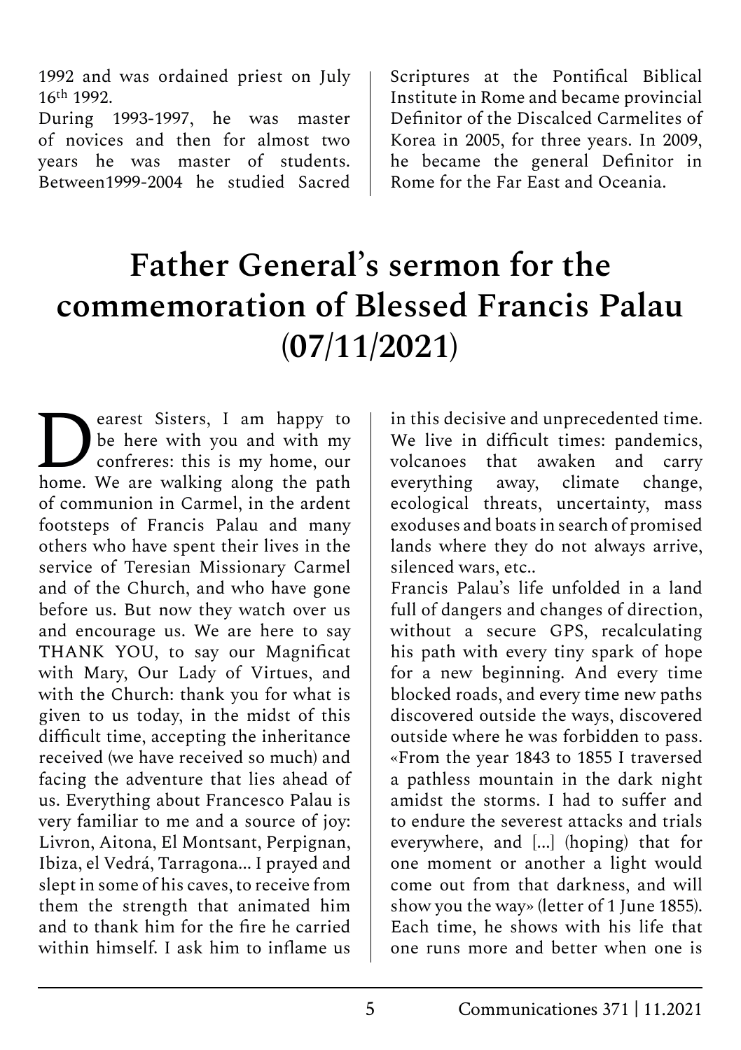1992 and was ordained priest on July 16th 1992.

During 1993-1997, he was master of novices and then for almost two years he was master of students. Between1999-2004 he studied Sacred Scriptures at the Pontifical Biblical Institute in Rome and became provincial Definitor of the Discalced Carmelites of Korea in 2005, for three years. In 2009, he became the general Definitor in Rome for the Far East and Oceania.

# Father General's sermon for the commemoration of Blessed Francis Palau (07/11/2021)

Dearest Sisters, I am happy to be here with you and with my confreres: this is my home, our home. We are walking along the path of communion in Carmel, in the ardent footsteps of Francis Palau and many others who have spent their lives in the service of Teresian Missionary Carmel and of the Church, and who have gone before us. But now they watch over us and encourage us. We are here to say THANK YOU, to say our Magnificat with Mary, Our Lady of Virtues, and with the Church: thank you for what is given to us today, in the midst of this difficult time, accepting the inheritance received (we have received so much) and facing the adventure that lies ahead of us. Everything about Francesco Palau is very familiar to me and a source of joy: Livron, Aitona, El Montsant, Perpignan, Ibiza, el Vedrá, Tarragona... I prayed and slept in some of his caves, to receive from them the strength that animated him and to thank him for the fire he carried within himself. I ask him to inflame us in this decisive and unprecedented time. We live in difficult times: pandemics, volcanoes that awaken and carry everything away, climate change, ecological threats, uncertainty, mass exoduses and boats in search of promised lands where they do not always arrive, silenced wars, etc..

Francis Palau's life unfolded in a land full of dangers and changes of direction, without a secure GPS, recalculating his path with every tiny spark of hope for a new beginning. And every time blocked roads, and every time new paths discovered outside the ways, discovered outside where he was forbidden to pass. «From the year 1843 to 1855 I traversed a pathless mountain in the dark night amidst the storms. I had to suffer and to endure the severest attacks and trials everywhere, and [...] (hoping) that for one moment or another a light would come out from that darkness, and will show you the way» (letter of 1 June 1855). Each time, he shows with his life that one runs more and better when one is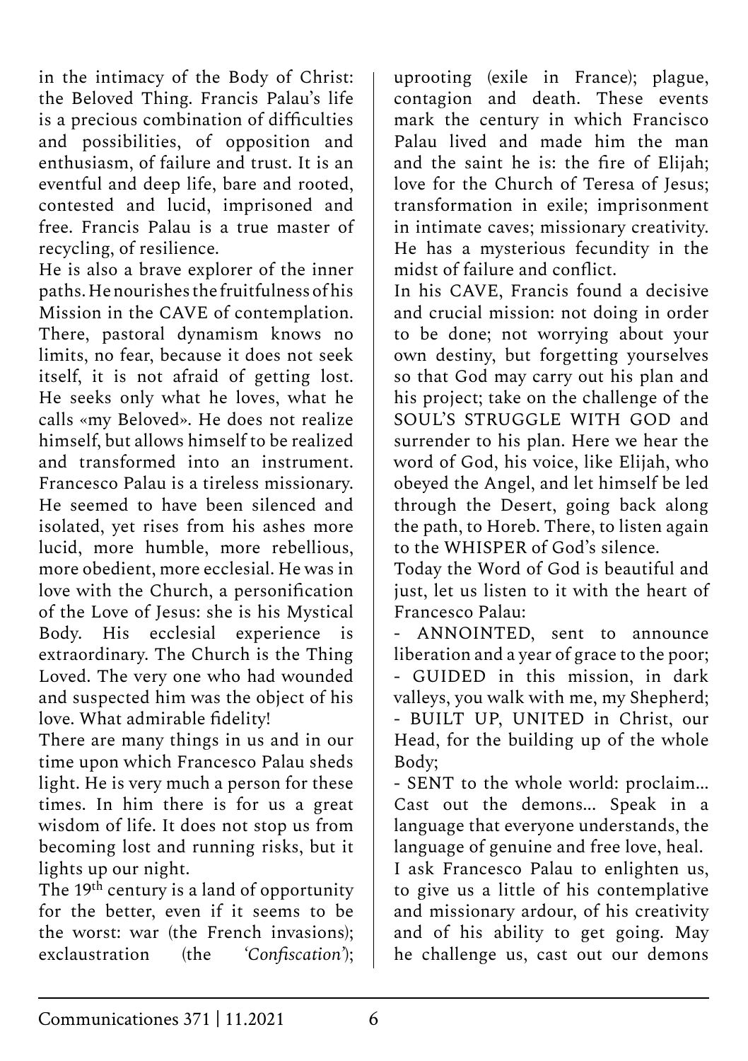in the intimacy of the Body of Christ: the Beloved Thing. Francis Palau's life is a precious combination of difficulties and possibilities, of opposition and enthusiasm, of failure and trust. It is an eventful and deep life, bare and rooted, contested and lucid, imprisoned and free. Francis Palau is a true master of recycling, of resilience.

He is also a brave explorer of the inner paths. He nourishes the fruitfulness of his Mission in the CAVE of contemplation. There, pastoral dynamism knows no limits, no fear, because it does not seek itself, it is not afraid of getting lost. He seeks only what he loves, what he calls «my Beloved». He does not realize himself, but allows himself to be realized and transformed into an instrument. Francesco Palau is a tireless missionary. He seemed to have been silenced and isolated, yet rises from his ashes more lucid, more humble, more rebellious, more obedient, more ecclesial. He was in love with the Church, a personification of the Love of Jesus: she is his Mystical Body. His ecclesial experience is extraordinary. The Church is the Thing Loved. The very one who had wounded and suspected him was the object of his love. What admirable fidelity!

There are many things in us and in our time upon which Francesco Palau sheds light. He is very much a person for these times. In him there is for us a great wisdom of life. It does not stop us from becoming lost and running risks, but it lights up our night.

The 19th century is a land of opportunity for the better, even if it seems to be the worst: war (the French invasions); exclaustration (the *'Confiscation'*); uprooting (exile in France); plague, contagion and death. These events mark the century in which Francisco Palau lived and made him the man and the saint he is: the fire of Elijah; love for the Church of Teresa of Jesus; transformation in exile; imprisonment in intimate caves; missionary creativity. He has a mysterious fecundity in the midst of failure and conflict.

In his CAVE, Francis found a decisive and crucial mission: not doing in order to be done; not worrying about your own destiny, but forgetting yourselves so that God may carry out his plan and his project; take on the challenge of the SOUL'S STRUGGLE WITH GOD and surrender to his plan. Here we hear the word of God, his voice, like Elijah, who obeyed the Angel, and let himself be led through the Desert, going back along the path, to Horeb. There, to listen again to the WHISPER of God's silence.

Today the Word of God is beautiful and just, let us listen to it with the heart of Francesco Palau:

- ANNOINTED, sent to announce liberation and a year of grace to the poor;
- GUIDED in this mission, in dark valleys, you walk with me, my Shepherd;
- BUILT UP, UNITED in Christ, our Head, for the building up of the whole Body;
- SENT to the whole world: proclaim... Cast out the demons... Speak in a language that everyone understands, the language of genuine and free love, heal.

I ask Francesco Palau to enlighten us, to give us a little of his contemplative and missionary ardour, of his creativity and of his ability to get going. May he challenge us, cast out our demons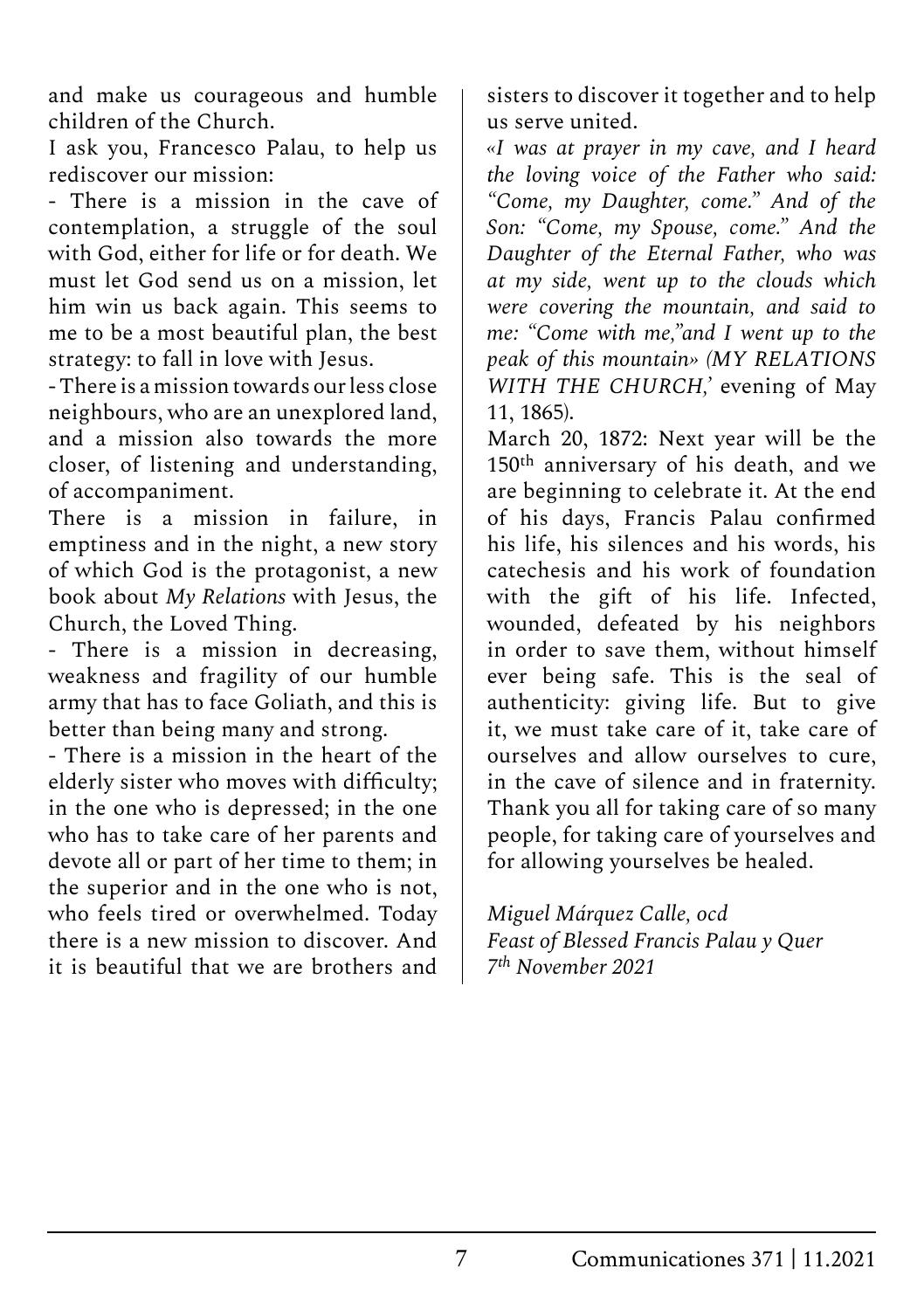and make us courageous and humble children of the Church.

I ask you, Francesco Palau, to help us rediscover our mission:

- There is a mission in the cave of contemplation, a struggle of the soul with God, either for life or for death. We must let God send us on a mission, let him win us back again. This seems to me to be a most beautiful plan, the best strategy: to fall in love with Jesus.
- There is a mission towards our less close neighbours, who are an unexplored land, and a mission also towards the more closer, of listening and understanding, of accompaniment.

There is a mission in failure, in emptiness and in the night, a new story of which God is the protagonist, a new book about *My Relations* with Jesus, the Church, the Loved Thing.

- There is a mission in decreasing, weakness and fragility of our humble army that has to face Goliath, and this is better than being many and strong.
- There is a mission in the heart of the elderly sister who moves with difficulty; in the one who is depressed; in the one who has to take care of her parents and devote all or part of her time to them; in the superior and in the one who is not, who feels tired or overwhelmed. Today there is a new mission to discover. And it is beautiful that we are brothers and sisters to discover it together and to help us serve united.

*«I was at prayer in my cave, and I heard the loving voice of the Father who said: "Come, my Daughter, come." And of the Son: "Come, my Spouse, come." And the Daughter of the Eternal Father, who was at my side, went up to the clouds which were covering the mountain, and said to me: "Come with me,"and I went up to the peak of this mountain» (MY RELATIONS WITH THE CHURCH,'* evening of May 11, 1865).

March 20, 1872: Next year will be the 150th anniversary of his death, and we are beginning to celebrate it. At the end of his days, Francis Palau confirmed his life, his silences and his words, his catechesis and his work of foundation with the gift of his life. Infected, wounded, defeated by his neighbors in order to save them, without himself ever being safe. This is the seal of authenticity: giving life. But to give it, we must take care of it, take care of ourselves and allow ourselves to cure, in the cave of silence and in fraternity. Thank you all for taking care of so many people, for taking care of yourselves and for allowing yourselves be healed.

*Miguel Márquez Calle, ocd*
*Feast of Blessed Francis Palau y Quer*
*7th November 2021*